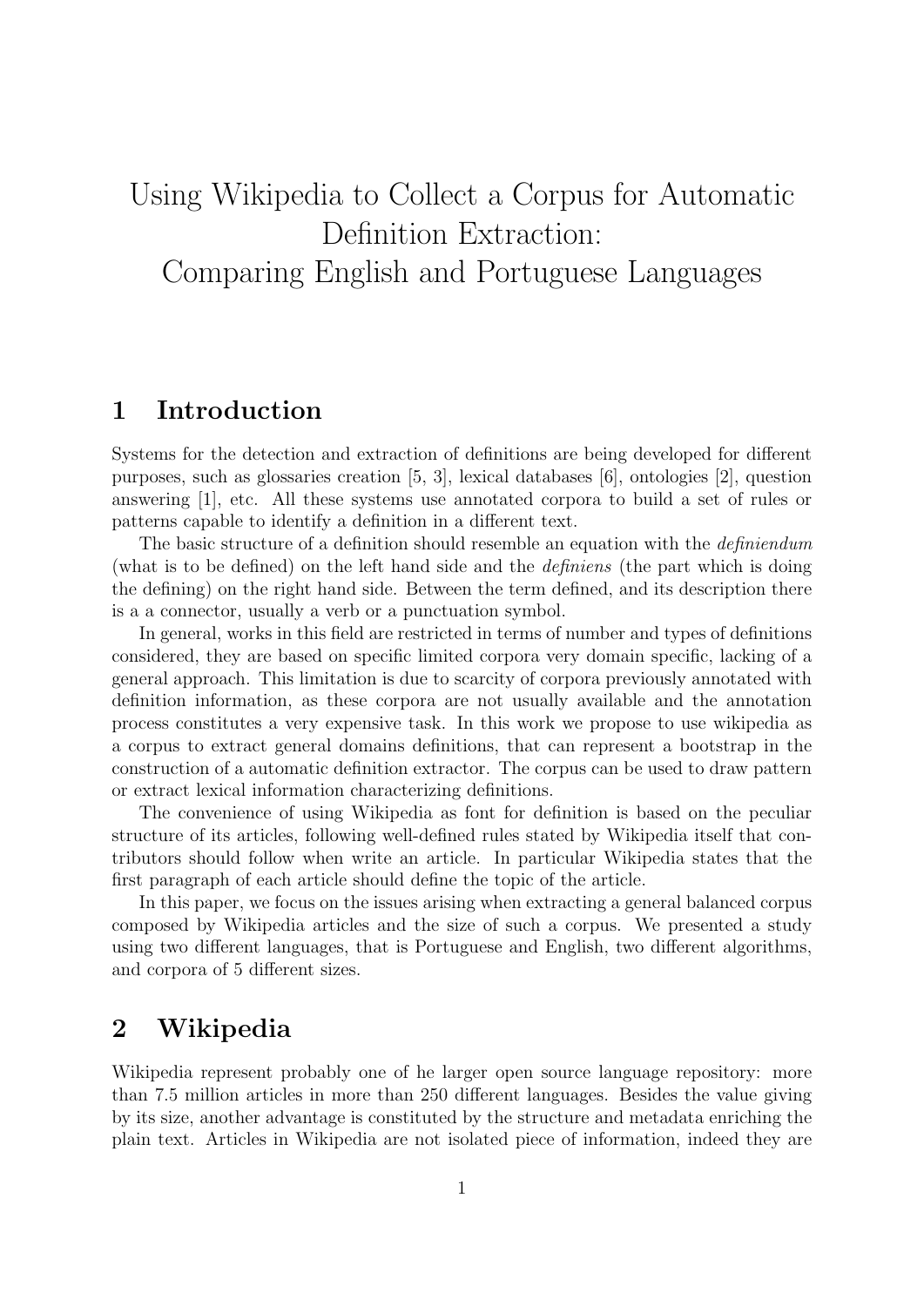# Using Wikipedia to Collect a Corpus for Automatic Definition Extraction: Comparing English and Portuguese Languages

## 1 Introduction

Systems for the detection and extraction of definitions are being developed for different purposes, such as glossaries creation [5, 3], lexical databases [6], ontologies [2], question answering [1], etc. All these systems use annotated corpora to build a set of rules or patterns capable to identify a definition in a different text.

The basic structure of a definition should resemble an equation with the *definiendum* (what is to be defined) on the left hand side and the *definiens* (the part which is doing the defining) on the right hand side. Between the term defined, and its description there is a a connector, usually a verb or a punctuation symbol.

In general, works in this field are restricted in terms of number and types of definitions considered, they are based on specific limited corpora very domain specific, lacking of a general approach. This limitation is due to scarcity of corpora previously annotated with definition information, as these corpora are not usually available and the annotation process constitutes a very expensive task. In this work we propose to use wikipedia as a corpus to extract general domains definitions, that can represent a bootstrap in the construction of a automatic definition extractor. The corpus can be used to draw pattern or extract lexical information characterizing definitions.

The convenience of using Wikipedia as font for definition is based on the peculiar structure of its articles, following well-defined rules stated by Wikipedia itself that contributors should follow when write an article. In particular Wikipedia states that the first paragraph of each article should define the topic of the article.

In this paper, we focus on the issues arising when extracting a general balanced corpus composed by Wikipedia articles and the size of such a corpus. We presented a study using two different languages, that is Portuguese and English, two different algorithms, and corpora of 5 different sizes.

## 2 Wikipedia

Wikipedia represent probably one of he larger open source language repository: more than 7.5 million articles in more than 250 different languages. Besides the value giving by its size, another advantage is constituted by the structure and metadata enriching the plain text. Articles in Wikipedia are not isolated piece of information, indeed they are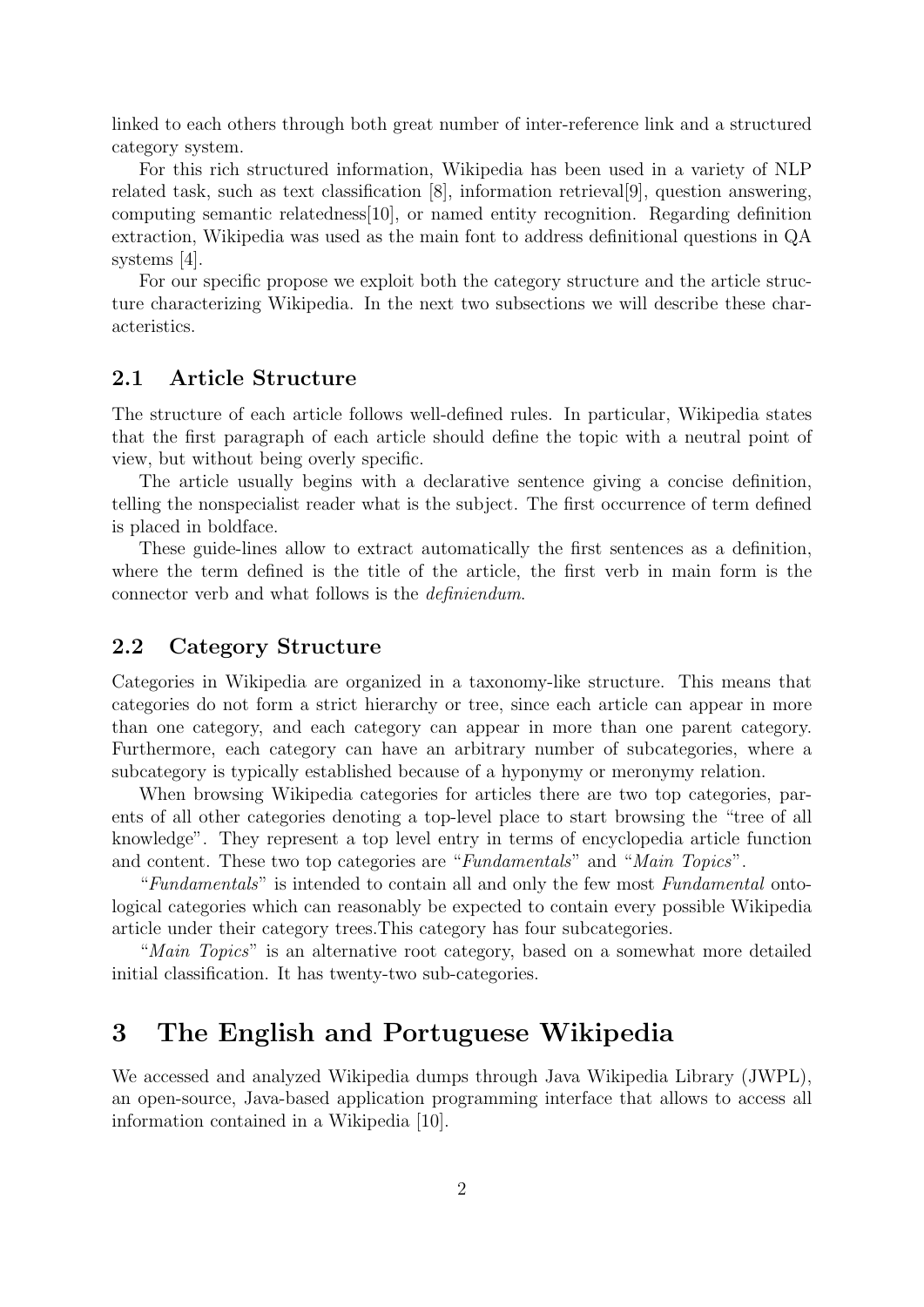linked to each others through both great number of inter-reference link and a structured category system.

For this rich structured information, Wikipedia has been used in a variety of NLP related task, such as text classification [8], information retrieval[9], question answering, computing semantic relatedness[10], or named entity recognition. Regarding definition extraction, Wikipedia was used as the main font to address definitional questions in QA systems [4].

For our specific propose we exploit both the category structure and the article structure characterizing Wikipedia. In the next two subsections we will describe these characteristics.

## 2.1 Article Structure

The structure of each article follows well-defined rules. In particular, Wikipedia states that the first paragraph of each article should define the topic with a neutral point of view, but without being overly specific.

The article usually begins with a declarative sentence giving a concise definition, telling the nonspecialist reader what is the subject. The first occurrence of term defined is placed in boldface.

These guide-lines allow to extract automatically the first sentences as a definition, where the term defined is the title of the article, the first verb in main form is the connector verb and what follows is the *definiendum*.

## 2.2 Category Structure

Categories in Wikipedia are organized in a taxonomy-like structure. This means that categories do not form a strict hierarchy or tree, since each article can appear in more than one category, and each category can appear in more than one parent category. Furthermore, each category can have an arbitrary number of subcategories, where a subcategory is typically established because of a hyponymy or meronymy relation.

When browsing Wikipedia categories for articles there are two top categories, parents of all other categories denoting a top-level place to start browsing the "tree of all knowledge". They represent a top level entry in terms of encyclopedia article function and content. These two top categories are "*Fundamentals*" and "*Main Topics*".

"*Fundamentals*" is intended to contain all and only the few most *Fundamental* ontological categories which can reasonably be expected to contain every possible Wikipedia article under their category trees.This category has four subcategories.

"*Main Topics*" is an alternative root category, based on a somewhat more detailed initial classification. It has twenty-two sub-categories.

# 3 The English and Portuguese Wikipedia

We accessed and analyzed Wikipedia dumps through Java Wikipedia Library (JWPL), an open-source, Java-based application programming interface that allows to access all information contained in a Wikipedia [10].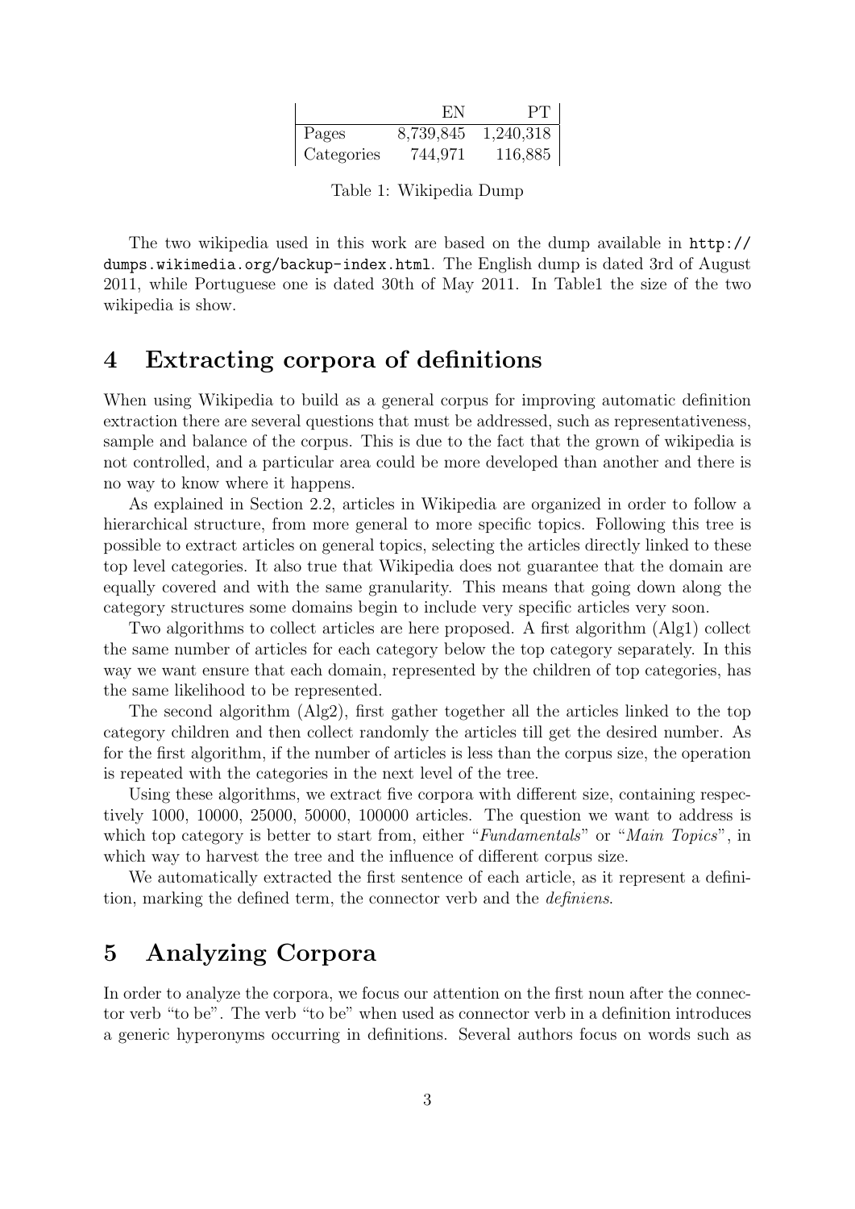| | EN | PT |
|---|---|---|
| Pages | 8,739,845 | 1,240,318 |
| Categories | 744,971 | 116,885 |

Table 1: Wikipedia Dump

The two wikipedia used in this work are based on the dump available in `http://dumps.wikimedia.org/backup-index.html`. The English dump is dated 3rd of August 2011, while Portuguese one is dated 30th of May 2011. In Table1 the size of the two wikipedia is show.

## 4 Extracting corpora of definitions

When using Wikipedia to build as a general corpus for improving automatic definition extraction there are several questions that must be addressed, such as representativeness, sample and balance of the corpus. This is due to the fact that the grown of wikipedia is not controlled, and a particular area could be more developed than another and there is no way to know where it happens.

As explained in Section 2.2, articles in Wikipedia are organized in order to follow a hierarchical structure, from more general to more specific topics. Following this tree is possible to extract articles on general topics, selecting the articles directly linked to these top level categories. It also true that Wikipedia does not guarantee that the domain are equally covered and with the same granularity. This means that going down along the category structures some domains begin to include very specific articles very soon.

Two algorithms to collect articles are here proposed. A first algorithm (Alg1) collect the same number of articles for each category below the top category separately. In this way we want ensure that each domain, represented by the children of top categories, has the same likelihood to be represented.

The second algorithm (Alg2), first gather together all the articles linked to the top category children and then collect randomly the articles till get the desired number. As for the first algorithm, if the number of articles is less than the corpus size, the operation is repeated with the categories in the next level of the tree.

Using these algorithms, we extract five corpora with different size, containing respectively 1000, 10000, 25000, 50000, 100000 articles. The question we want to address is which top category is better to start from, either "*Fundamentals*" or "*Main Topics*", in which way to harvest the tree and the influence of different corpus size.

We automatically extracted the first sentence of each article, as it represent a definition, marking the defined term, the connector verb and the *definiens*.

## 5 Analyzing Corpora

In order to analyze the corpora, we focus our attention on the first noun after the connector verb "to be". The verb "to be" when used as connector verb in a definition introduces a generic hyperonyms occurring in definitions. Several authors focus on words such as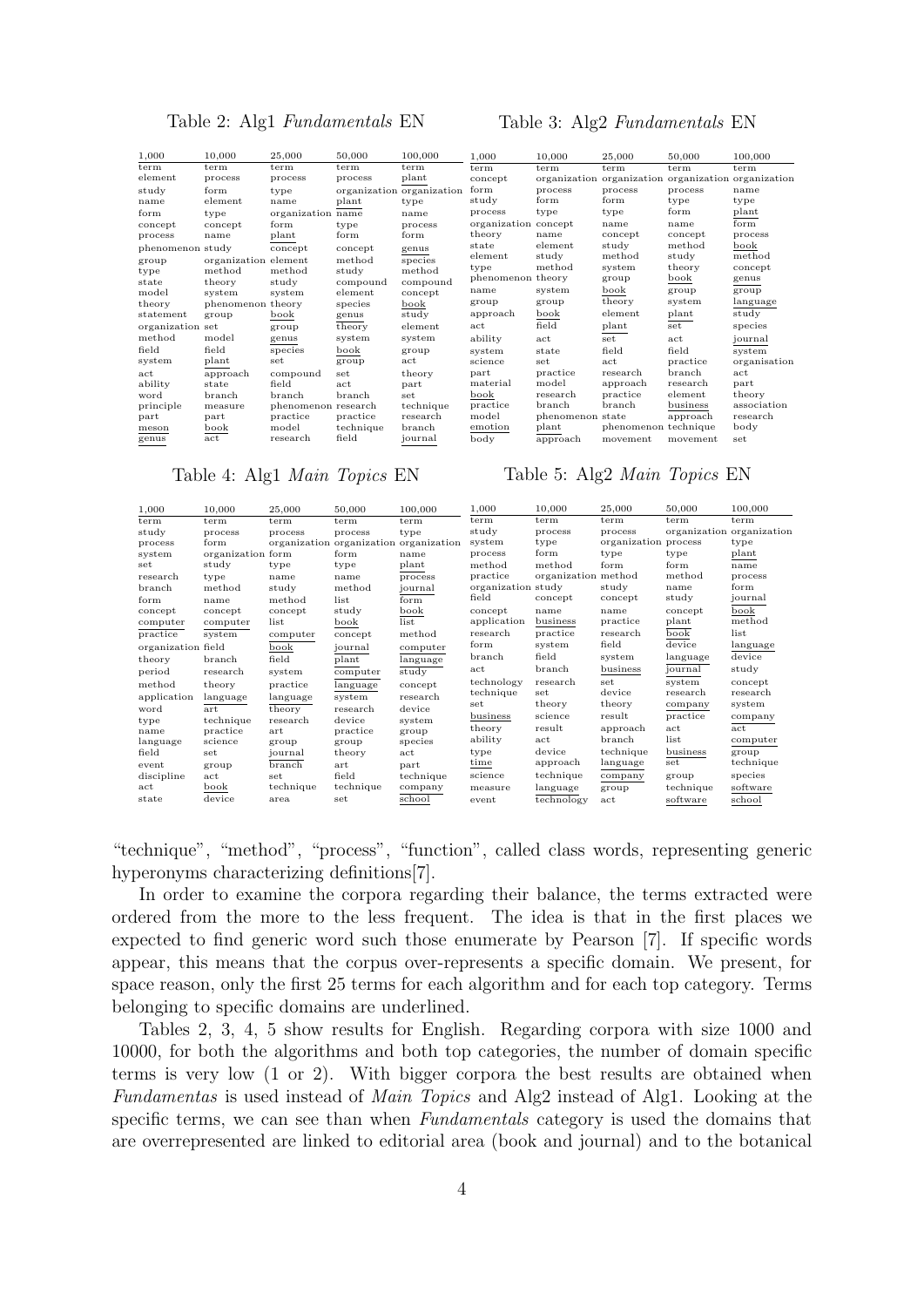Table 2: Alg1 *Fundamentals* EN

| 1,000 | 10,000 | 25,000 | 50,000 | 100,000 |
|---|---|---|---|---|
| term | term | term | term | term |
| element | process | process | process | <u>plant</u> |
| study | form | type | organization | organization |
| name | element | name | <u>plant</u> | type |
| form | type | organization | name | name |
| concept | concept | form | type | process |
| process | name | <u>plant</u> | form | form |
| phenomenon | study | concept | concept | <u>genus</u> |
| group | organization | element | method | <u>species</u> |
| type | method | method | study | method |
| state | theory | study | compound | compound |
| model | system | system | element | concept |
| theory | phenomenon | theory | <u>species</u> | <u>book</u> |
| statement | group | <u>book</u> | <u>genus</u> | study |
| organization | set | group | theory | element |
| method | model | <u>genus</u> | system | system |
| field | field | <u>species</u> | <u>book</u> | group |
| system | <u>plant</u> | set | group | act |
| act | approach | compound | set | theory |
| ability | state | field | act | part |
| word | branch | branch | branch | set |
| principle | measure | phenomenon | research | technique |
| part | part | practice | practice | research |
| <u>meson</u> | <u>book</u> | model | technique | branch |
| <u>genus</u> | act | research | field | <u>journal</u> |

Table 3: Alg2 *Fundamentals* EN

| 1,000 | 10,000 | 25,000 | 50,000 | 100,000 |
|---|---|---|---|---|
| term | term | term | term | term |
| concept | organization | organization | organization | organization |
| form | process | process | process | name |
| study | form | form | type | type |
| process | type | type | form | <u>plant</u> |
| organization | concept | name | name | form |
| theory | name | concept | concept | process |
| state | element | study | method | <u>book</u> |
| element | study | method | study | method |
| type | method | system | theory | concept |
| phenomenon | theory | group | <u>book</u> | <u>genus</u> |
| name | system | <u>book</u> | group | group |
| group | group | theory | system | <u>language</u> |
| approach | <u>book</u> | element | <u>plant</u> | study |
| act | field | <u>plant</u> | set | species |
| ability | act | set | act | <u>journal</u> |
| system | state | field | field | system |
| science | set | act | practice | organisation |
| part | practice | research | branch | act |
| material | model | approach | research | part |
| <u>book</u> | research | practice | element | theory |
| practice | branch | branch | <u>business</u> | association |
| model | phenomenon | state | approach | research |
| <u>emotion</u> | <u>plant</u> | phenomenon | technique | body |
| body | approach | movement | movement | set |

Table 4: Alg1 *Main Topics* EN

| 1,000 | 10,000 | 25,000 | 50,000 | 100,000 |
|---|---|---|---|---|
| term | term | term | term | term |
| study | process | process | process | type |
| process | form | organization | organization | organization |
| system | organization | form | form | name |
| set | study | type | type | <u>plant</u> |
| research | type | name | name | process |
| branch | method | study | method | <u>journal</u> |
| form | name | method | list | form |
| concept | concept | concept | study | <u>book</u> |
| <u>computer</u> | <u>computer</u> | list | <u>book</u> | list |
| practice | system | <u>computer</u> | concept | method |
| organization | field | <u>book</u> | <u>journal</u> | <u>computer</u> |
| theory | branch | field | <u>plant</u> | <u>language</u> |
| period | research | system | <u>computer</u> | study |
| method | theory | practice | <u>language</u> | concept |
| application | <u>language</u> | <u>language</u> | system | research |
| word | art | theory | research | device |
| type | technique | research | device | system |
| name | practice | art | practice | group |
| language | science | group | group | species |
| field | set | journal | theory | act |
| event | group | <u>branch</u> | art | part |
| discipline | act | set | field | technique |
| act | <u>book</u> | technique | technique | <u>company</u> |
| state | device | area | set | <u>school</u> |

Table 5: Alg2 *Main Topics* EN

| 1,000 | 10,000 | 25,000 | 50,000 | 100,000 |
|---|---|---|---|---|
| term | term | term | term | term |
| study | process | process | organization | organization |
| system | type | organization | process | type |
| process | form | type | type | <u>plant</u> |
| method | method | form | form | name |
| practice | organization | method | method | process |
| organization | study | study | name | form |
| field | concept | concept | study | journal |
| concept | name | name | concept | <u>book</u> |
| application | <u>business</u> | practice | <u>plant</u> | method |
| research | practice | research | <u>book</u> | list |
| form | system | field | device | <u>language</u> |
| branch | field | system | <u>language</u> | device |
| act | branch | <u>business</u> | <u>journal</u> | study |
| technology | research | set | <u>system</u> | concept |
| technique | set | device | research | research |
| set | theory | theory | <u>company</u> | system |
| <u>business</u> | science | result | practice | <u>company</u> |
| theory | result | approach | act | act |
| ability | act | branch | list | <u>computer</u> |
| type | device | technique | <u>business</u> | group |
| <u>time</u> | approach | <u>language</u> | set | technique |
| science | technique | <u>company</u> | group | species |
| measure | <u>language</u> | group | technique | <u>software</u> |
| event | <u>technology</u> | act | <u>software</u> | <u>school</u> |

"technique", "method", "process", "function", called class words, representing generic hyperonyms characterizing definitions[7].

In order to examine the corpora regarding their balance, the terms extracted were ordered from the more to the less frequent. The idea is that in the first places we expected to find generic word such those enumerate by Pearson [7]. If specific words appear, this means that the corpus over-represents a specific domain. We present, for space reason, only the first 25 terms for each algorithm and for each top category. Terms belonging to specific domains are underlined.

Tables 2, 3, 4, 5 show results for English. Regarding corpora with size 1000 and 10000, for both the algorithms and both top categories, the number of domain specific terms is very low (1 or 2). With bigger corpora the best results are obtained when *Fundamentas* is used instead of *Main Topics* and Alg2 instead of Alg1. Looking at the specific terms, we can see than when *Fundamentals* category is used the domains that are overrepresented are linked to editorial area (book and journal) and to the botanical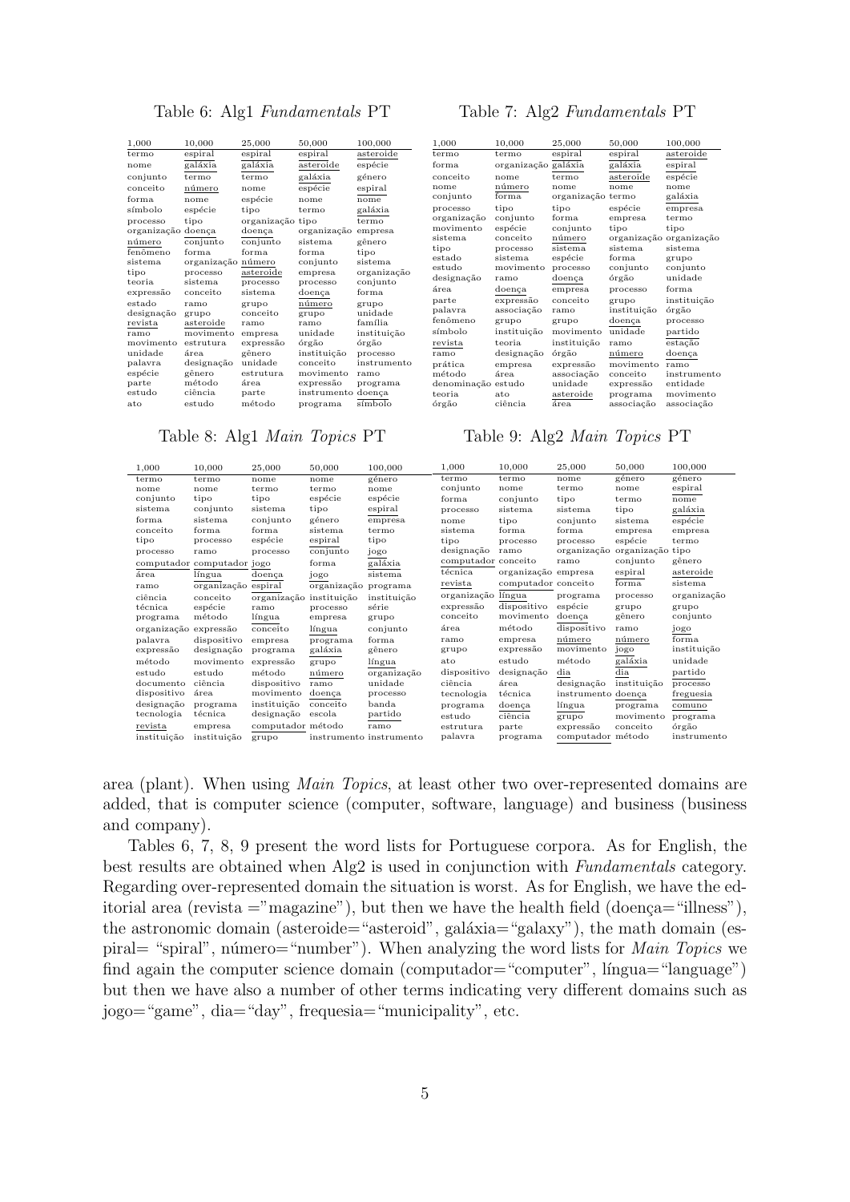Table 6: Alg1 *Fundamentals* PT

| 1,000 | 10,000 | 25,000 | 50,000 | 100,000 |
|---|---|---|---|---|
| termo | espiral | espiral | espiral | asteroide |
| nome | galáxia | galáxia | asteroide | espécie |
| conjunto | termo | termo | galáxia | gênero |
| conceito | número | nome | espécie | espiral |
| forma | nome | espécie | nome | nome |
| símbolo | espécie | tipo | termo | galáxia |
| processo | tipo | organização | tipo | termo |
| organização | doença | doença | organização | empresa |
| número | conjunto | conjunto | sistema | gênero |
| fenômeno | forma | forma | forma | tipo |
| sistema | organização | número | conjunto | sistema |
| tipo | processo | asteroide | empresa | organização |
| teoria | sistema | processo | processo | conjunto |
| expressão | conceito | sistema | doença | forma |
| estado | ramo | grupo | número | grupo |
| designação | grupo | conceito | grupo | unidade |
| revista | asteroide | ramo | ramo | família |
| ramo | movimento | empresa | unidade | instituição |
| movimento | estrutura | expressão | órgão | órgão |
| unidade | área | gênero | instituição | processo |
| palavra | designação | unidade | conceito | instrumento |
| espécie | gênero | estrutura | movimento | ramo |
| parte | método | área | expressão | programa |
| estudo | ciência | parte | instrumento | doença |
| ato | estudo | método | programa | símbolo |

Table 7: Alg2 *Fundamentals* PT

| 1,000 | 10,000 | 25,000 | 50,000 | 100,000 |
|---|---|---|---|---|
| termo | termo | espiral | espiral | asteroide |
| forma | organização | galáxia | galáxia | espiral |
| conceito | nome | termo | asteroide | espécie |
| nome | número | nome | nome | nome |
| conjunto | forma | organização | termo | galáxia |
| processo | tipo | tipo | espécie | empresa |
| organização | conjunto | forma | empresa | termo |
| movimento | espécie | conjunto | tipo | tipo |
| sistema | conceito | número | organização | organização |
| tipo | processo | sistema | sistema | sistema |
| estado | sistema | espécie | forma | grupo |
| estudo | movimento | processo | conjunto | conjunto |
| designação | ramo | doença | órgão | unidade |
| área | doença | empresa | processo | forma |
| parte | expressão | conceito | grupo | instituição |
| palavra | associação | ramo | instituição | órgão |
| fenômeno | grupo | grupo | doença | processo |
| símbolo | instituição | movimento | unidade | partido |
| revista | teoria | instituição | ramo | estação |
| ramo | designação | órgão | número | doença |
| prática | empresa | expressão | movimento | ramo |
| método | área | associação | conceito | instrumento |
| denominação | estudo | unidade | expressão | entidade |
| teoria | ato | asteroide | programa | movimento |
| órgão | ciência | área | associação | associação |

Table 8: Alg1 *Main Topics* PT

| 1,000 | 10,000 | 25,000 | 50,000 | 100,000 |
|---|---|---|---|---|
| termo | termo | nome | nome | gênero |
| nome | nome | termo | termo | nome |
| conjunto | tipo | tipo | espécie | espécie |
| sistema | conjunto | sistema | tipo | espiral |
| forma | sistema | conjunto | gênero | empresa |
| conceito | forma | forma | sistema | termo |
| tipo | processo | espécie | espiral | tipo |
| processo | ramo | processo | conjunto | jogo |
| computador | computador | jogo | forma | galáxia |
| área | língua | doença | jogo | sistema |
| ramo | organização | espiral | organização | programa |
| ciência | conceito | organização | instituição | instituição |
| técnica | espécie | ramo | processo | série |
| programa | método | língua | empresa | grupo |
| organização | expressão | conceito | língua | conjunto |
| palavra | dispositivo | empresa | programa | forma |
| expressão | designação | programa | galáxia | gênero |
| método | movimento | expressão | grupo | língua |
| estudo | estudo | método | número | organização |
| documento | ciência | dispositivo | ramo | unidade |
| dispositivo | área | movimento | doença | processo |
| designação | programa | instituição | conceito | banda |
| tecnologia | técnica | designação | escola | partido |
| revista | empresa | computador | método | ramo |
| instituição | instituição | grupo | instrumento | instrumento |

Table 9: Alg2 *Main Topics* PT

| 1,000 | 10,000 | 25,000 | 50,000 | 100,000 |
|---|---|---|---|---|
| termo | termo | nome | gênero | gênero |
| conjunto | nome | termo | nome | espiral |
| forma | conjunto | tipo | termo | nome |
| processo | sistema | sistema | tipo | galáxia |
| nome | tipo | conjunto | sistema | espécie |
| sistema | forma | forma | empresa | empresa |
| tipo | processo | processo | espécie | termo |
| designação | ramo | organização | organização | tipo |
| computador | conceito | ramo | conjunto | gênero |
| técnica | organização | empresa | espiral | asteroide |
| revista | computador | conceito | forma | sistema |
| organização | língua | programa | processo | organização |
| expressão | dispositivo | espécie | grupo | grupo |
| conceito | movimento | doença | gênero | conjunto |
| área | método | dispositivo | ramo | jogo |
| ramo | empresa | número | número | forma |
| grupo | expressão | movimento | jogo | instituição |
| ato | estudo | método | galáxia | unidade |
| dispositivo | designação | dia | dia | partido |
| ciência | área | designação | instituição | processo |
| tecnologia | técnica | instrumento | doença | freguesia |
| programa | doença | língua | programa | comuno |
| estudo | ciência | grupo | movimento | programa |
| estrutura | parte | expressão | conceito | órgão |
| palavra | programa | computador | método | instrumento |

area (plant). When using *Main Topics*, at least other two over-represented domains are added, that is computer science (computer, software, language) and business (business and company).

Tables 6, 7, 8, 9 present the word lists for Portuguese corpora. As for English, the best results are obtained when Alg2 is used in conjunction with *Fundamentals* category. Regarding over-represented domain the situation is worst. As for English, we have the editorial area (revista ="magazine"), but then we have the health field (doença="illness"), the astronomic domain (asteroide="asteroid", galáxia="galaxy"), the math domain (espiral= "spiral", número="number"). When analyzing the word lists for *Main Topics* we find again the computer science domain (computador="computer", língua="language") but then we have also a number of other terms indicating very different domains such as jogo="game", dia="day", frequesia="municipality", etc.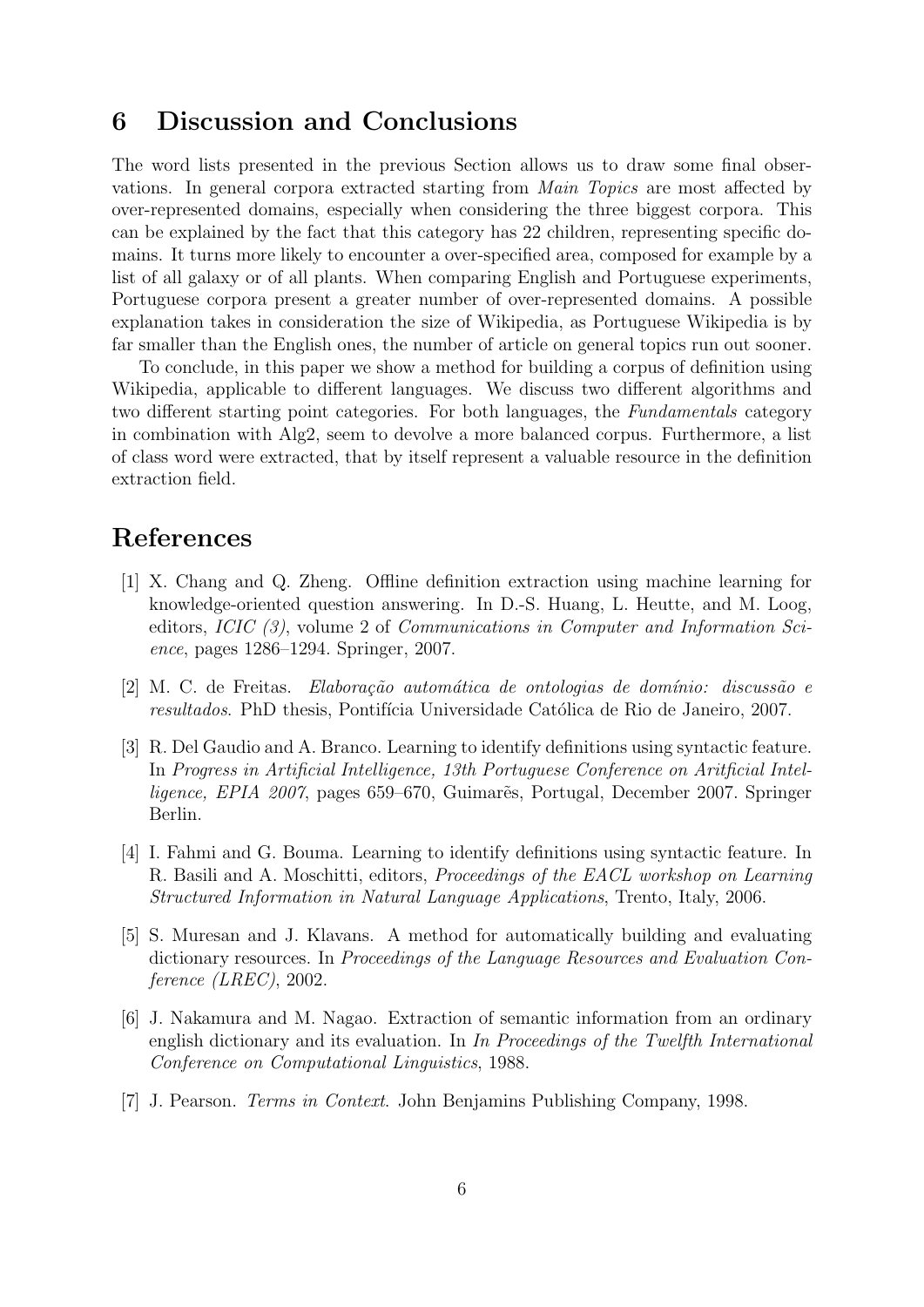## 6 Discussion and Conclusions

The word lists presented in the previous Section allows us to draw some final observations. In general corpora extracted starting from *Main Topics* are most affected by over-represented domains, especially when considering the three biggest corpora. This can be explained by the fact that this category has 22 children, representing specific domains. It turns more likely to encounter a over-specified area, composed for example by a list of all galaxy or of all plants. When comparing English and Portuguese experiments, Portuguese corpora present a greater number of over-represented domains. A possible explanation takes in consideration the size of Wikipedia, as Portuguese Wikipedia is by far smaller than the English ones, the number of article on general topics run out sooner.

To conclude, in this paper we show a method for building a corpus of definition using Wikipedia, applicable to different languages. We discuss two different algorithms and two different starting point categories. For both languages, the *Fundamentals* category in combination with Alg2, seem to devolve a more balanced corpus. Furthermore, a list of class word were extracted, that by itself represent a valuable resource in the definition extraction field.

## References

[1] X. Chang and Q. Zheng. Offline definition extraction using machine learning for knowledge-oriented question answering. In D.-S. Huang, L. Heutte, and M. Loog, editors, *ICIC (3)*, volume 2 of *Communications in Computer and Information Science*, pages 1286–1294. Springer, 2007.

[2] M. C. de Freitas. *Elaboração automática de ontologias de domínio: discussão e resultados*. PhD thesis, Pontifícia Universidade Católica de Rio de Janeiro, 2007.

[3] R. Del Gaudio and A. Branco. Learning to identify definitions using syntactic feature. In *Progress in Artificial Intelligence, 13th Portuguese Conference on Aritficial Intelligence, EPIA 2007*, pages 659–670, Guimarẽs, Portugal, December 2007. Springer Berlin.

[4] I. Fahmi and G. Bouma. Learning to identify definitions using syntactic feature. In R. Basili and A. Moschitti, editors, *Proceedings of the EACL workshop on Learning Structured Information in Natural Language Applications*, Trento, Italy, 2006.

[5] S. Muresan and J. Klavans. A method for automatically building and evaluating dictionary resources. In *Proceedings of the Language Resources and Evaluation Conference (LREC)*, 2002.

[6] J. Nakamura and M. Nagao. Extraction of semantic information from an ordinary english dictionary and its evaluation. In *In Proceedings of the Twelfth International Conference on Computational Linguistics*, 1988.

[7] J. Pearson. *Terms in Context*. John Benjamins Publishing Company, 1998.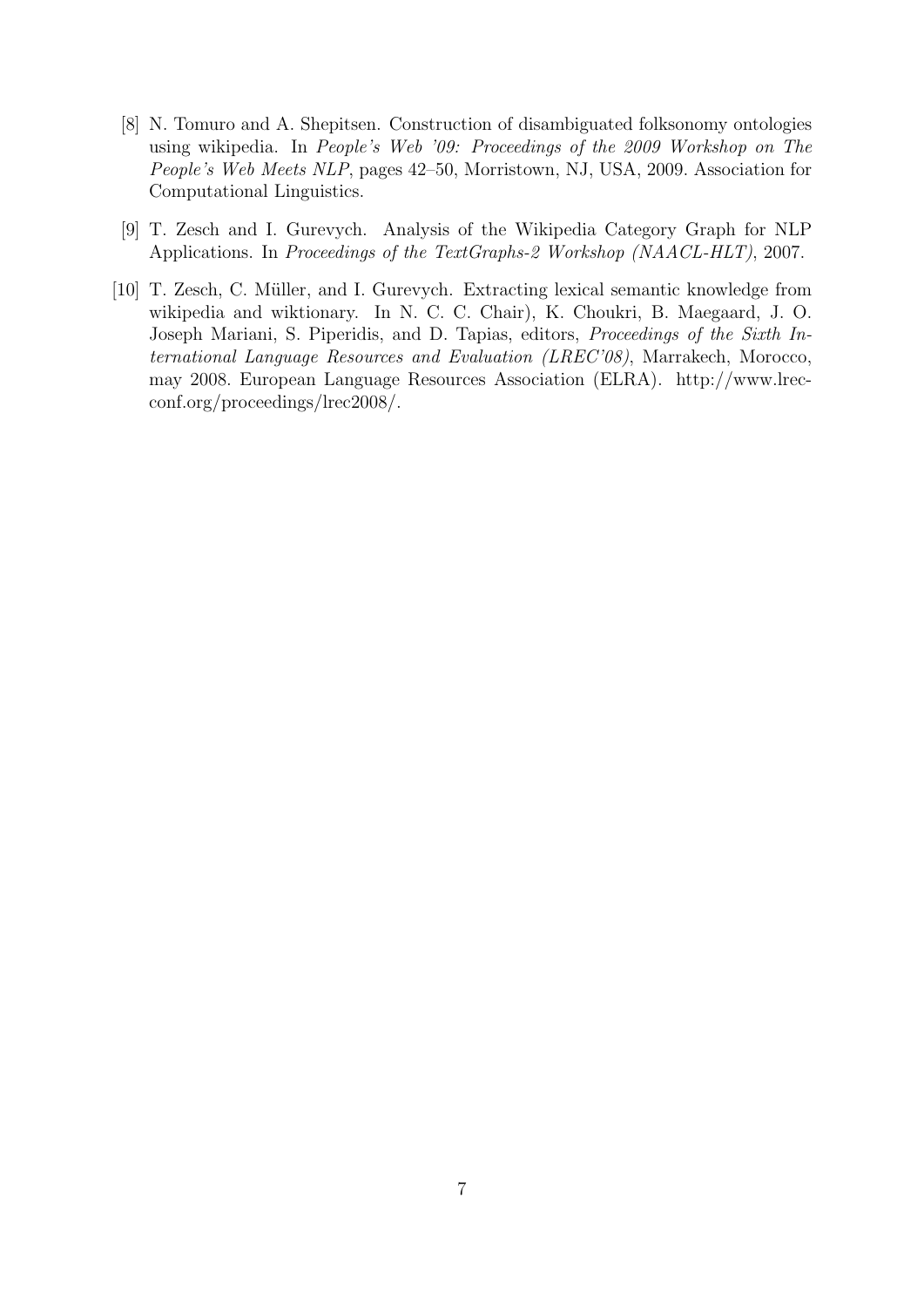[8] N. Tomuro and A. Shepitsen. Construction of disambiguated folksonomy ontologies using wikipedia. In *People's Web '09: Proceedings of the 2009 Workshop on The People's Web Meets NLP*, pages 42–50, Morristown, NJ, USA, 2009. Association for Computational Linguistics.

[9] T. Zesch and I. Gurevych. Analysis of the Wikipedia Category Graph for NLP Applications. In *Proceedings of the TextGraphs-2 Workshop (NAACL-HLT)*, 2007.

[10] T. Zesch, C. Müller, and I. Gurevych. Extracting lexical semantic knowledge from wikipedia and wiktionary. In N. C. C. Chair), K. Choukri, B. Maegaard, J. O. Joseph Mariani, S. Piperidis, and D. Tapias, editors, *Proceedings of the Sixth International Language Resources and Evaluation (LREC'08)*, Marrakech, Morocco, may 2008. European Language Resources Association (ELRA). http://www.lrec-conf.org/proceedings/lrec2008/.